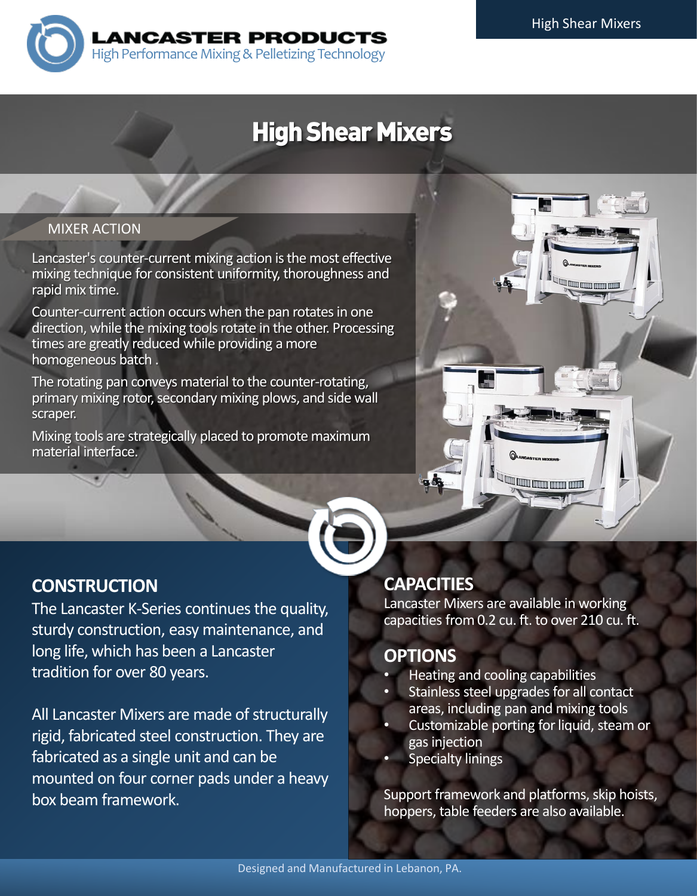LANCASTER PRODUCTS
High Performance Mixing & Pelletizing Technology

# High Shear Mixers

## MIXER ACTION

Lancaster's counter-current mixing action is the most effective mixing technique for consistent uniformity, thoroughness and rapid mix time.

Counter-current action occurs when the pan rotates in one direction, while the mixing tools rotate in the other. Processing times are greatly reduced while providing a more homogeneous batch .

The rotating pan conveys material to the counter-rotating, primary mixing rotor, secondary mixing plows, and side wall scraper.

Mixing tools are strategically placed to promote maximum material interface.

## CONSTRUCTION

The Lancaster K-Series continues the quality, sturdy construction, easy maintenance, and long life, which has been a Lancaster tradition for over 80 years.

All Lancaster Mixers are made of structurally rigid, fabricated steel construction. They are fabricated as a single unit and can be mounted on four corner pads under a heavy box beam framework.

## CAPACITIES

Lancaster Mixers are available in working capacities from 0.2 cu. ft. to over 210 cu. ft.

## OPTIONS

- Heating and cooling capabilities
- Stainless steel upgrades for all contact areas, including pan and mixing tools
- Customizable porting for liquid, steam or gas injection
- Specialty linings

Support framework and platforms, skip hoists, hoppers, table feeders are also available.

Designed and Manufactured in Lebanon, PA.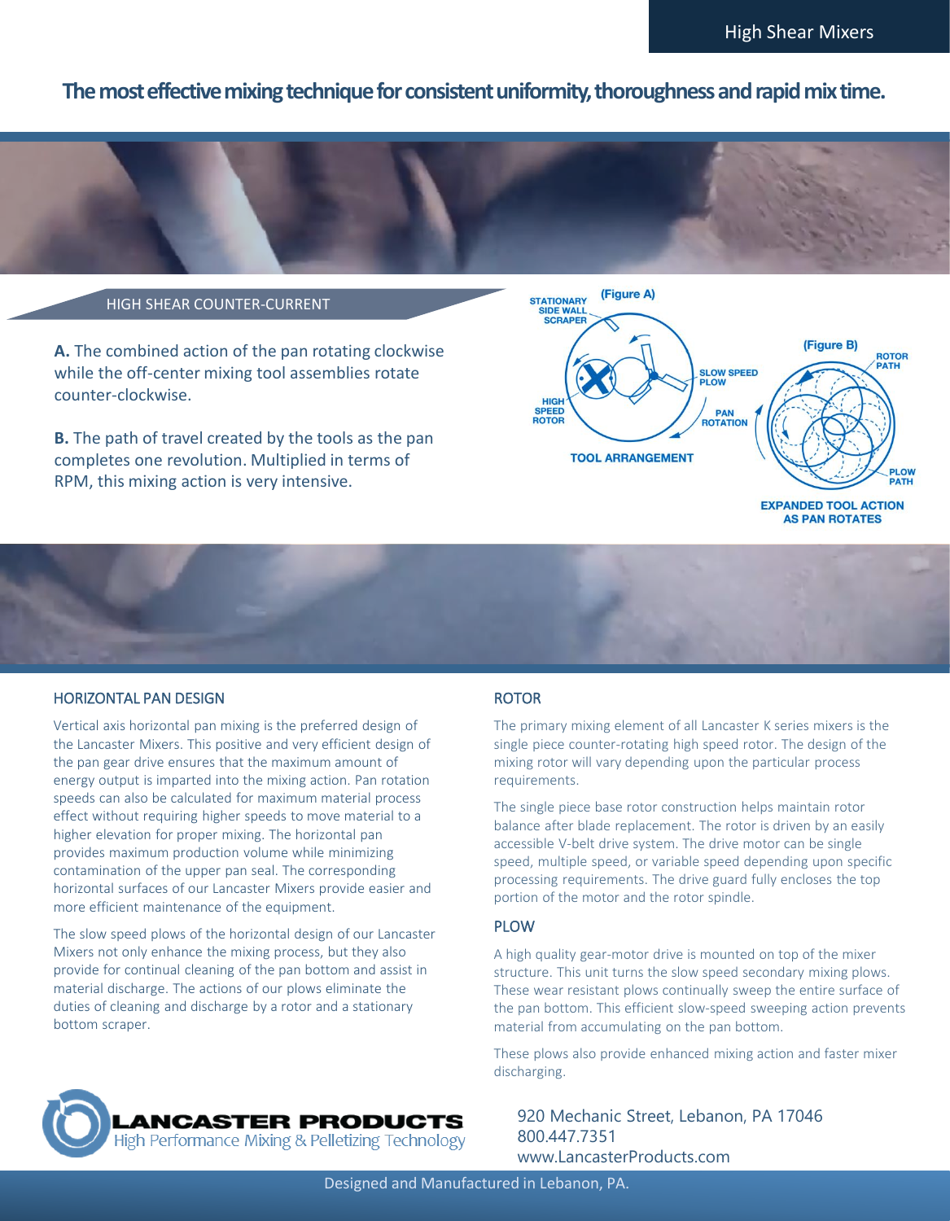# The most effective mixing technique for consistent uniformity, thoroughness and rapid mix time.

## HIGH SHEAR COUNTER-CURRENT

**A.** The combined action of the pan rotating clockwise while the off-center mixing tool assemblies rotate counter-clockwise.

**B.** The path of travel created by the tools as the pan completes one revolution. Multiplied in terms of RPM, this mixing action is very intensive.

(Figure A)
STATIONARY SIDE WALL SCRAPER
HIGH SPEED ROTOR
SLOW SPEED PLOW
PAN ROTATION
TOOL ARRANGEMENT

(Figure B)
ROTOR PATH
PLOW PATH
EXPANDED TOOL ACTION AS PAN ROTATES

## HORIZONTAL PAN DESIGN

Vertical axis horizontal pan mixing is the preferred design of the Lancaster Mixers. This positive and very efficient design of the pan gear drive ensures that the maximum amount of energy output is imparted into the mixing action. Pan rotation speeds can also be calculated for maximum material process effect without requiring higher speeds to move material to a higher elevation for proper mixing. The horizontal pan provides maximum production volume while minimizing contamination of the upper pan seal. The corresponding horizontal surfaces of our Lancaster Mixers provide easier and more efficient maintenance of the equipment.

The slow speed plows of the horizontal design of our Lancaster Mixers not only enhance the mixing process, but they also provide for continual cleaning of the pan bottom and assist in material discharge. The actions of our plows eliminate the duties of cleaning and discharge by a rotor and a stationary bottom scraper.

## ROTOR

The primary mixing element of all Lancaster K series mixers is the single piece counter-rotating high speed rotor. The design of the mixing rotor will vary depending upon the particular process requirements.

The single piece base rotor construction helps maintain rotor balance after blade replacement. The rotor is driven by an easily accessible V-belt drive system. The drive motor can be single speed, multiple speed, or variable speed depending upon specific processing requirements. The drive guard fully encloses the top portion of the motor and the rotor spindle.

## PLOW

A high quality gear-motor drive is mounted on top of the mixer structure. This unit turns the slow speed secondary mixing plows. These wear resistant plows continually sweep the entire surface of the pan bottom. This efficient slow-speed sweeping action prevents material from accumulating on the pan bottom.

These plows also provide enhanced mixing action and faster mixer discharging.

**LANCASTER PRODUCTS**
High Performance Mixing & Pelletizing Technology

920 Mechanic Street, Lebanon, PA 17046
800.447.7351
www.LancasterProducts.com

Designed and Manufactured in Lebanon, PA.